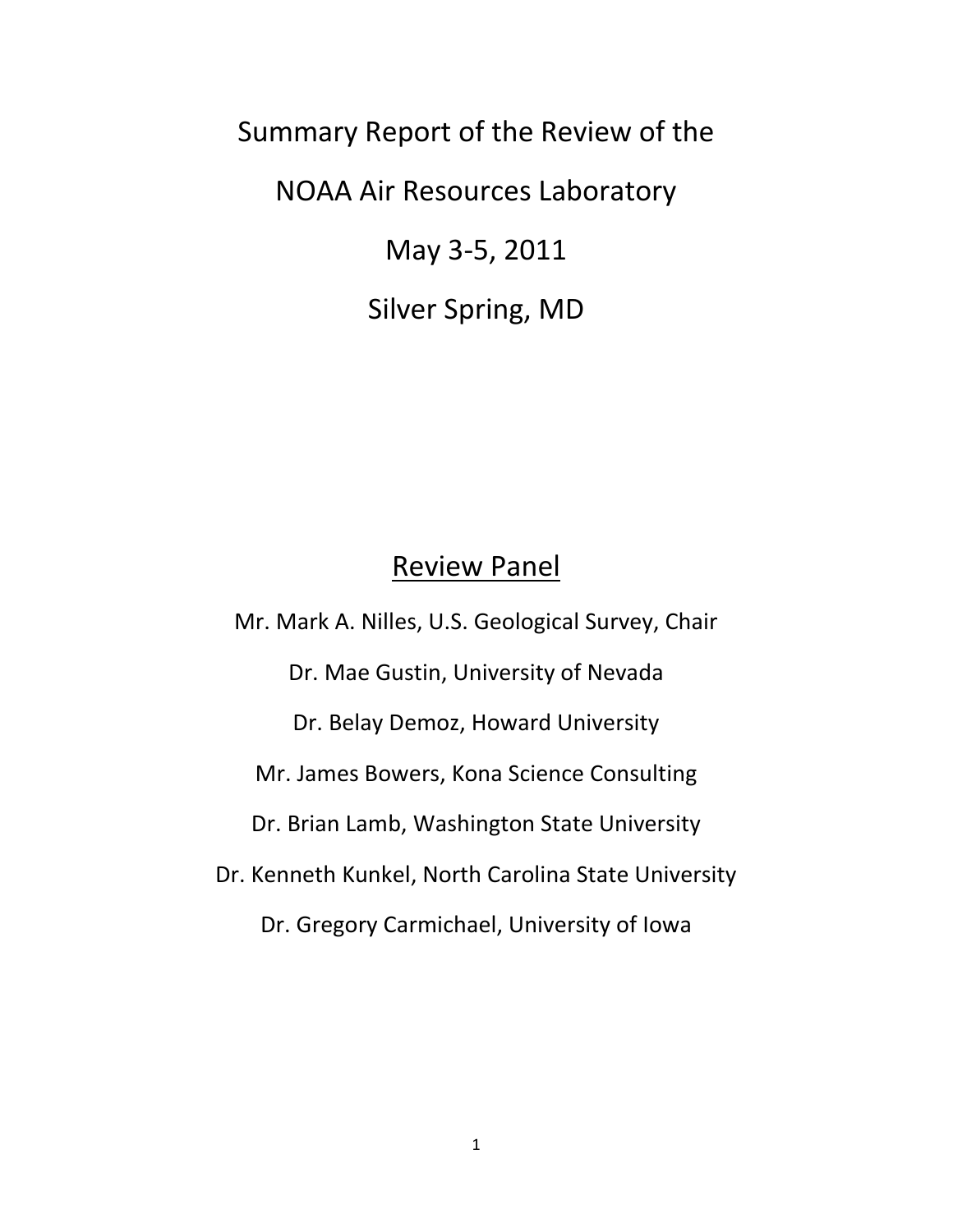# Summary Report of the Review of the NOAA Air Resources Laboratory

May 3-5, 2011

Silver Spring, MD

## Review Panel

Mr. Mark A. Nilles, U.S. Geological Survey, Chair

Dr. Mae Gustin, University of Nevada

Dr. Belay Demoz, Howard University

Mr. James Bowers, Kona Science Consulting

Dr. Brian Lamb, Washington State University

Dr. Kenneth Kunkel, North Carolina State University

Dr. Gregory Carmichael, University of Iowa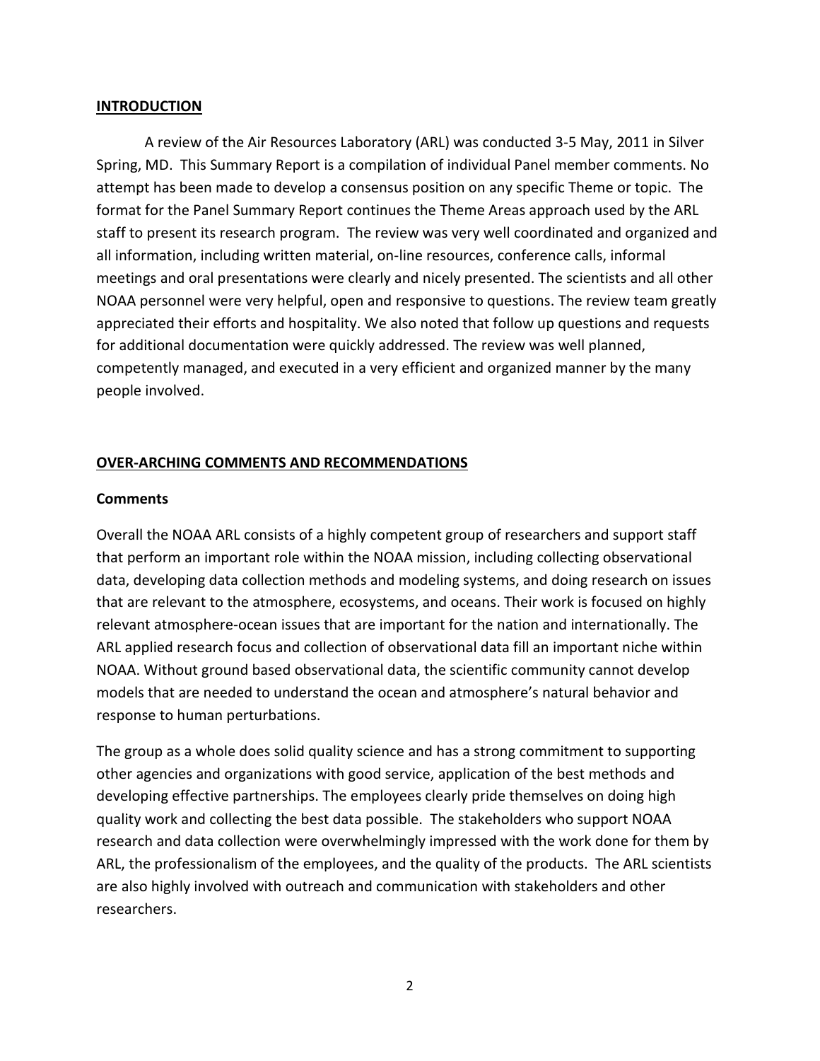## INTRODUCTION

A review of the Air Resources Laboratory (ARL) was conducted 3-5 May, 2011 in Silver Spring, MD. This Summary Report is a compilation of individual Panel member comments. No attempt has been made to develop a consensus position on any specific Theme or topic. The format for the Panel Summary Report continues the Theme Areas approach used by the ARL staff to present its research program. The review was very well coordinated and organized and all information, including written material, on-line resources, conference calls, informal meetings and oral presentations were clearly and nicely presented. The scientists and all other NOAA personnel were very helpful, open and responsive to questions. The review team greatly appreciated their efforts and hospitality. We also noted that follow up questions and requests for additional documentation were quickly addressed. The review was well planned, competently managed, and executed in a very efficient and organized manner by the many people involved.

## OVER-ARCHING COMMENTS AND RECOMMENDATIONS

### Comments

Overall the NOAA ARL consists of a highly competent group of researchers and support staff that perform an important role within the NOAA mission, including collecting observational data, developing data collection methods and modeling systems, and doing research on issues that are relevant to the atmosphere, ecosystems, and oceans. Their work is focused on highly relevant atmosphere-ocean issues that are important for the nation and internationally. The ARL applied research focus and collection of observational data fill an important niche within NOAA. Without ground based observational data, the scientific community cannot develop models that are needed to understand the ocean and atmosphere's natural behavior and response to human perturbations.

The group as a whole does solid quality science and has a strong commitment to supporting other agencies and organizations with good service, application of the best methods and developing effective partnerships. The employees clearly pride themselves on doing high quality work and collecting the best data possible. The stakeholders who support NOAA research and data collection were overwhelmingly impressed with the work done for them by ARL, the professionalism of the employees, and the quality of the products. The ARL scientists are also highly involved with outreach and communication with stakeholders and other researchers.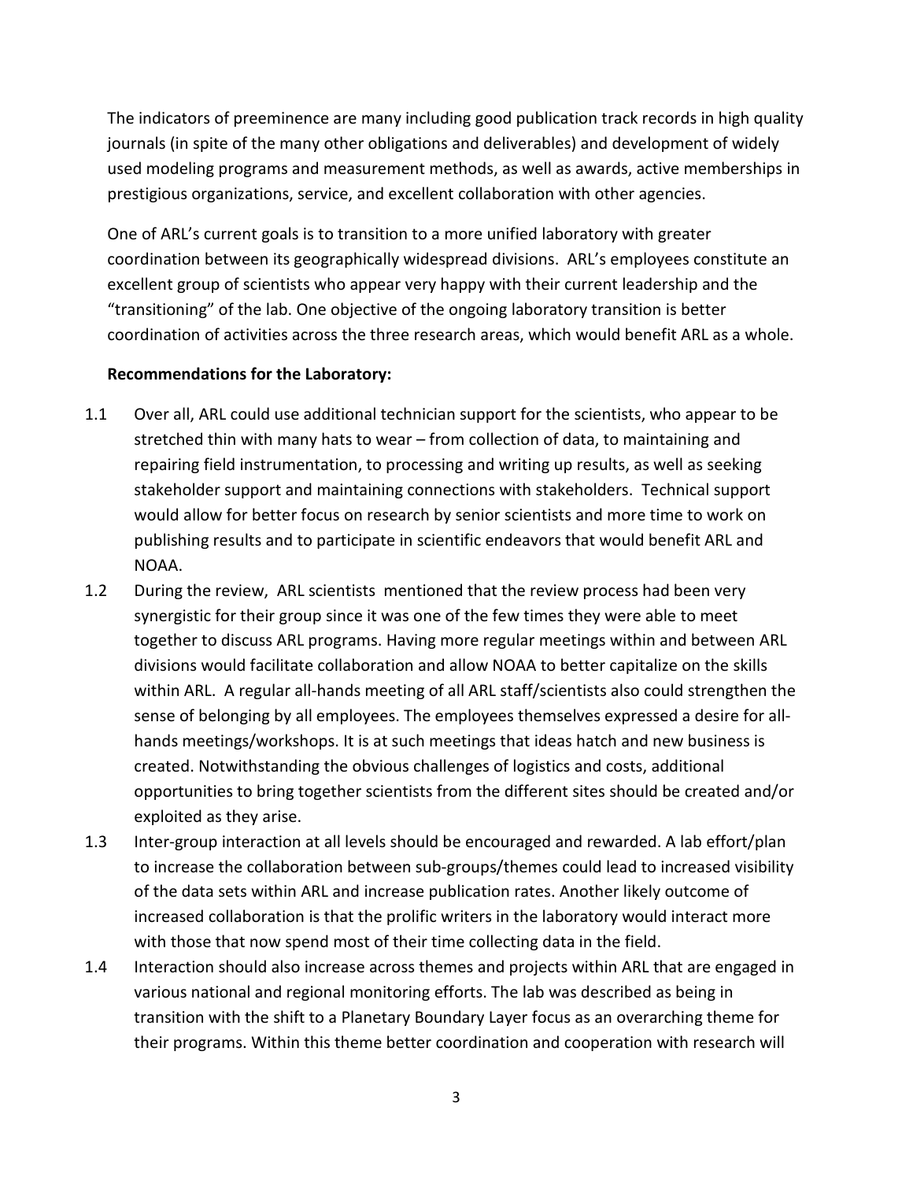The indicators of preeminence are many including good publication track records in high quality journals (in spite of the many other obligations and deliverables) and development of widely used modeling programs and measurement methods, as well as awards, active memberships in prestigious organizations, service, and excellent collaboration with other agencies.

One of ARL's current goals is to transition to a more unified laboratory with greater coordination between its geographically widespread divisions. ARL's employees constitute an excellent group of scientists who appear very happy with their current leadership and the "transitioning" of the lab. One objective of the ongoing laboratory transition is better coordination of activities across the three research areas, which would benefit ARL as a whole.

**Recommendations for the Laboratory:**

1.1 Over all, ARL could use additional technician support for the scientists, who appear to be stretched thin with many hats to wear – from collection of data, to maintaining and repairing field instrumentation, to processing and writing up results, as well as seeking stakeholder support and maintaining connections with stakeholders. Technical support would allow for better focus on research by senior scientists and more time to work on publishing results and to participate in scientific endeavors that would benefit ARL and NOAA.

1.2 During the review, ARL scientists mentioned that the review process had been very synergistic for their group since it was one of the few times they were able to meet together to discuss ARL programs. Having more regular meetings within and between ARL divisions would facilitate collaboration and allow NOAA to better capitalize on the skills within ARL. A regular all-hands meeting of all ARL staff/scientists also could strengthen the sense of belonging by all employees. The employees themselves expressed a desire for all-hands meetings/workshops. It is at such meetings that ideas hatch and new business is created. Notwithstanding the obvious challenges of logistics and costs, additional opportunities to bring together scientists from the different sites should be created and/or exploited as they arise.

1.3 Inter-group interaction at all levels should be encouraged and rewarded. A lab effort/plan to increase the collaboration between sub-groups/themes could lead to increased visibility of the data sets within ARL and increase publication rates. Another likely outcome of increased collaboration is that the prolific writers in the laboratory would interact more with those that now spend most of their time collecting data in the field.

1.4 Interaction should also increase across themes and projects within ARL that are engaged in various national and regional monitoring efforts. The lab was described as being in transition with the shift to a Planetary Boundary Layer focus as an overarching theme for their programs. Within this theme better coordination and cooperation with research will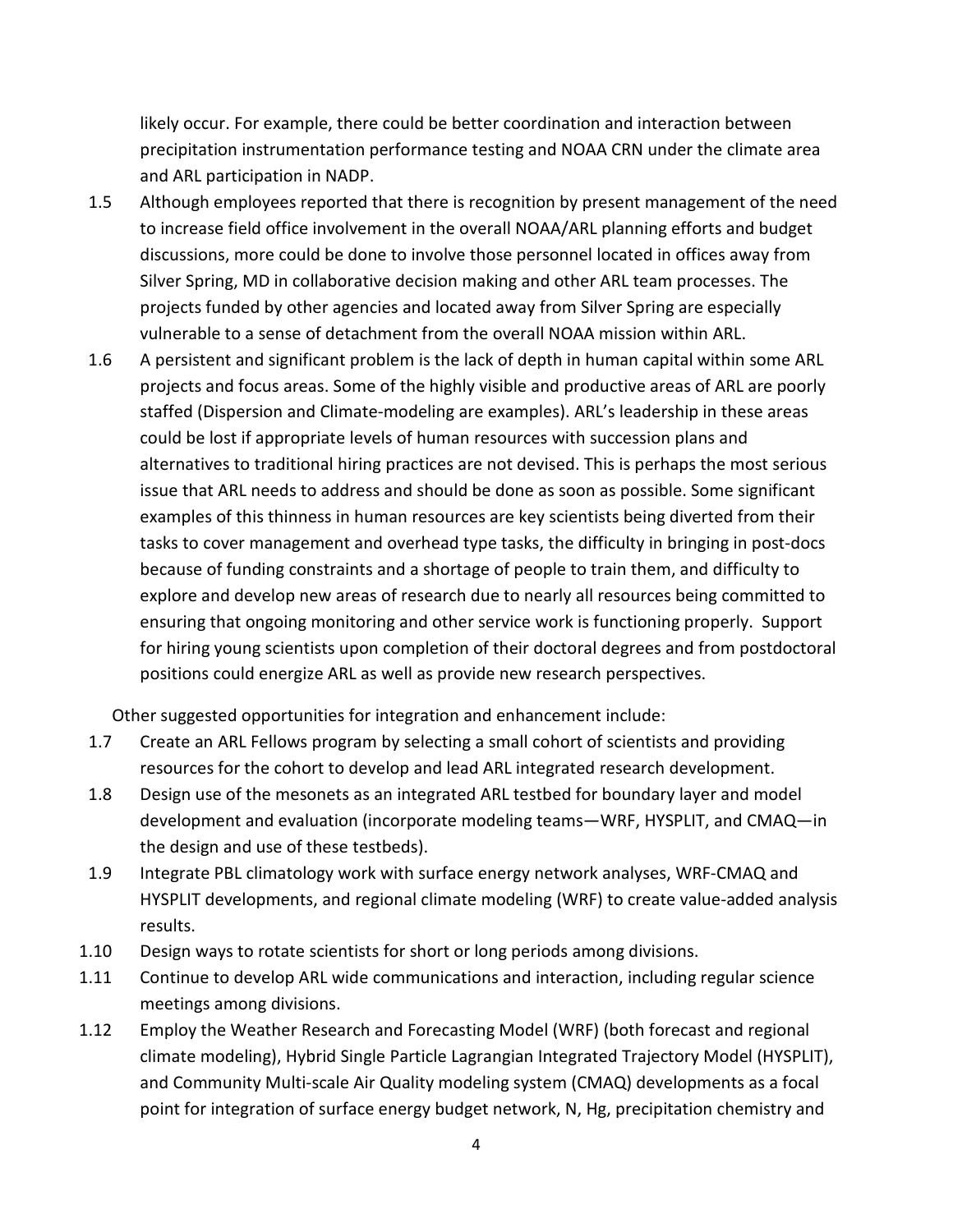likely occur. For example, there could be better coordination and interaction between precipitation instrumentation performance testing and NOAA CRN under the climate area and ARL participation in NADP.

1.5 Although employees reported that there is recognition by present management of the need to increase field office involvement in the overall NOAA/ARL planning efforts and budget discussions, more could be done to involve those personnel located in offices away from Silver Spring, MD in collaborative decision making and other ARL team processes. The projects funded by other agencies and located away from Silver Spring are especially vulnerable to a sense of detachment from the overall NOAA mission within ARL.

1.6 A persistent and significant problem is the lack of depth in human capital within some ARL projects and focus areas. Some of the highly visible and productive areas of ARL are poorly staffed (Dispersion and Climate-modeling are examples). ARL's leadership in these areas could be lost if appropriate levels of human resources with succession plans and alternatives to traditional hiring practices are not devised. This is perhaps the most serious issue that ARL needs to address and should be done as soon as possible. Some significant examples of this thinness in human resources are key scientists being diverted from their tasks to cover management and overhead type tasks, the difficulty in bringing in post-docs because of funding constraints and a shortage of people to train them, and difficulty to explore and develop new areas of research due to nearly all resources being committed to ensuring that ongoing monitoring and other service work is functioning properly. Support for hiring young scientists upon completion of their doctoral degrees and from postdoctoral positions could energize ARL as well as provide new research perspectives.

Other suggested opportunities for integration and enhancement include:

1.7 Create an ARL Fellows program by selecting a small cohort of scientists and providing resources for the cohort to develop and lead ARL integrated research development.

1.8 Design use of the mesonets as an integrated ARL testbed for boundary layer and model development and evaluation (incorporate modeling teams—WRF, HYSPLIT, and CMAQ—in the design and use of these testbeds).

1.9 Integrate PBL climatology work with surface energy network analyses, WRF-CMAQ and HYSPLIT developments, and regional climate modeling (WRF) to create value-added analysis results.

1.10 Design ways to rotate scientists for short or long periods among divisions.

1.11 Continue to develop ARL wide communications and interaction, including regular science meetings among divisions.

1.12 Employ the Weather Research and Forecasting Model (WRF) (both forecast and regional climate modeling), Hybrid Single Particle Lagrangian Integrated Trajectory Model (HYSPLIT), and Community Multi-scale Air Quality modeling system (CMAQ) developments as a focal point for integration of surface energy budget network, N, Hg, precipitation chemistry and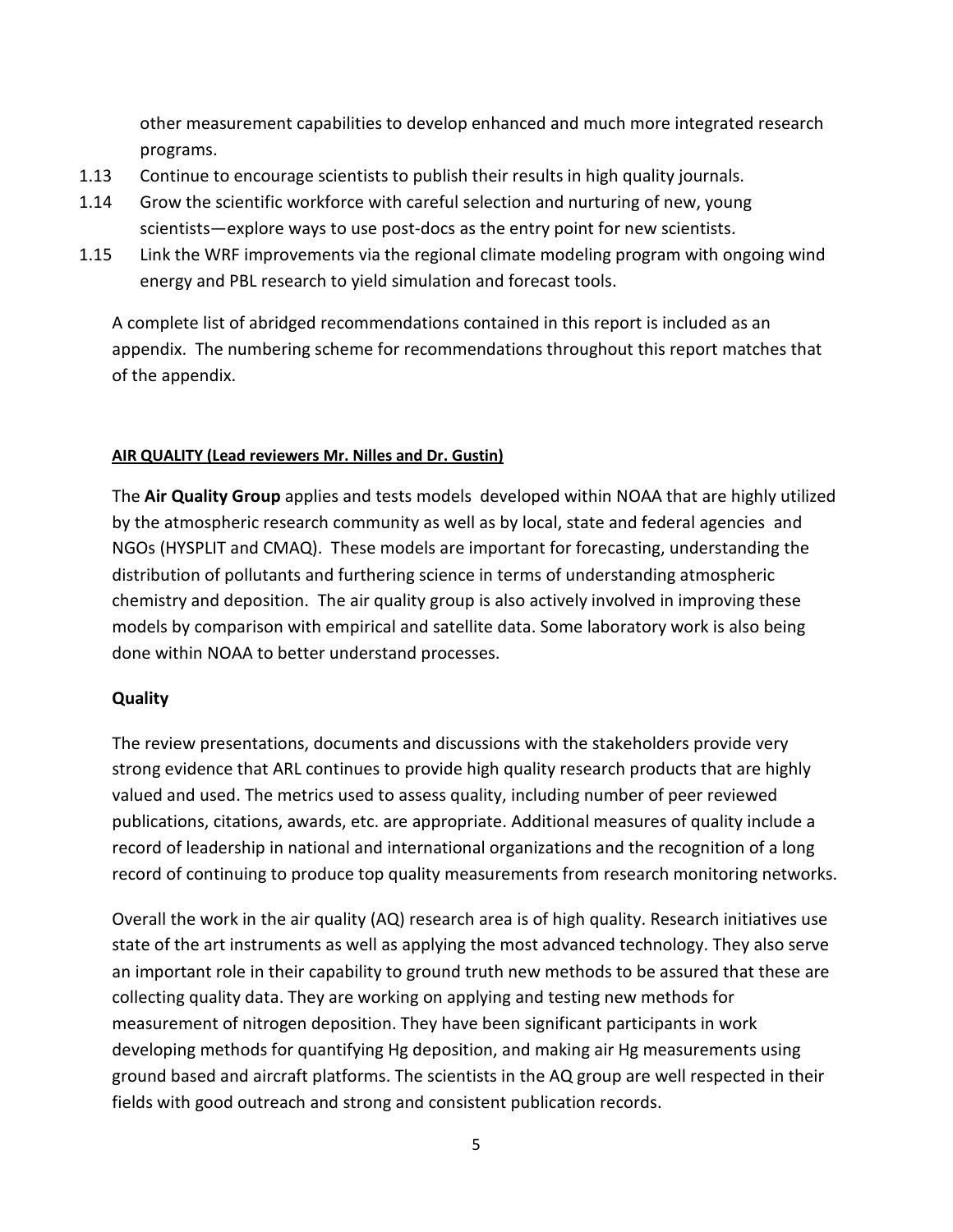other measurement capabilities to develop enhanced and much more integrated research programs.

1.13 Continue to encourage scientists to publish their results in high quality journals.

1.14 Grow the scientific workforce with careful selection and nurturing of new, young scientists—explore ways to use post-docs as the entry point for new scientists.

1.15 Link the WRF improvements via the regional climate modeling program with ongoing wind energy and PBL research to yield simulation and forecast tools.

A complete list of abridged recommendations contained in this report is included as an appendix. The numbering scheme for recommendations throughout this report matches that of the appendix.

## AIR QUALITY (Lead reviewers Mr. Nilles and Dr. Gustin)

The **Air Quality Group** applies and tests models developed within NOAA that are highly utilized by the atmospheric research community as well as by local, state and federal agencies and NGOs (HYSPLIT and CMAQ). These models are important for forecasting, understanding the distribution of pollutants and furthering science in terms of understanding atmospheric chemistry and deposition. The air quality group is also actively involved in improving these models by comparison with empirical and satellite data. Some laboratory work is also being done within NOAA to better understand processes.

### Quality

The review presentations, documents and discussions with the stakeholders provide very strong evidence that ARL continues to provide high quality research products that are highly valued and used. The metrics used to assess quality, including number of peer reviewed publications, citations, awards, etc. are appropriate. Additional measures of quality include a record of leadership in national and international organizations and the recognition of a long record of continuing to produce top quality measurements from research monitoring networks.

Overall the work in the air quality (AQ) research area is of high quality. Research initiatives use state of the art instruments as well as applying the most advanced technology. They also serve an important role in their capability to ground truth new methods to be assured that these are collecting quality data. They are working on applying and testing new methods for measurement of nitrogen deposition. They have been significant participants in work developing methods for quantifying Hg deposition, and making air Hg measurements using ground based and aircraft platforms. The scientists in the AQ group are well respected in their fields with good outreach and strong and consistent publication records.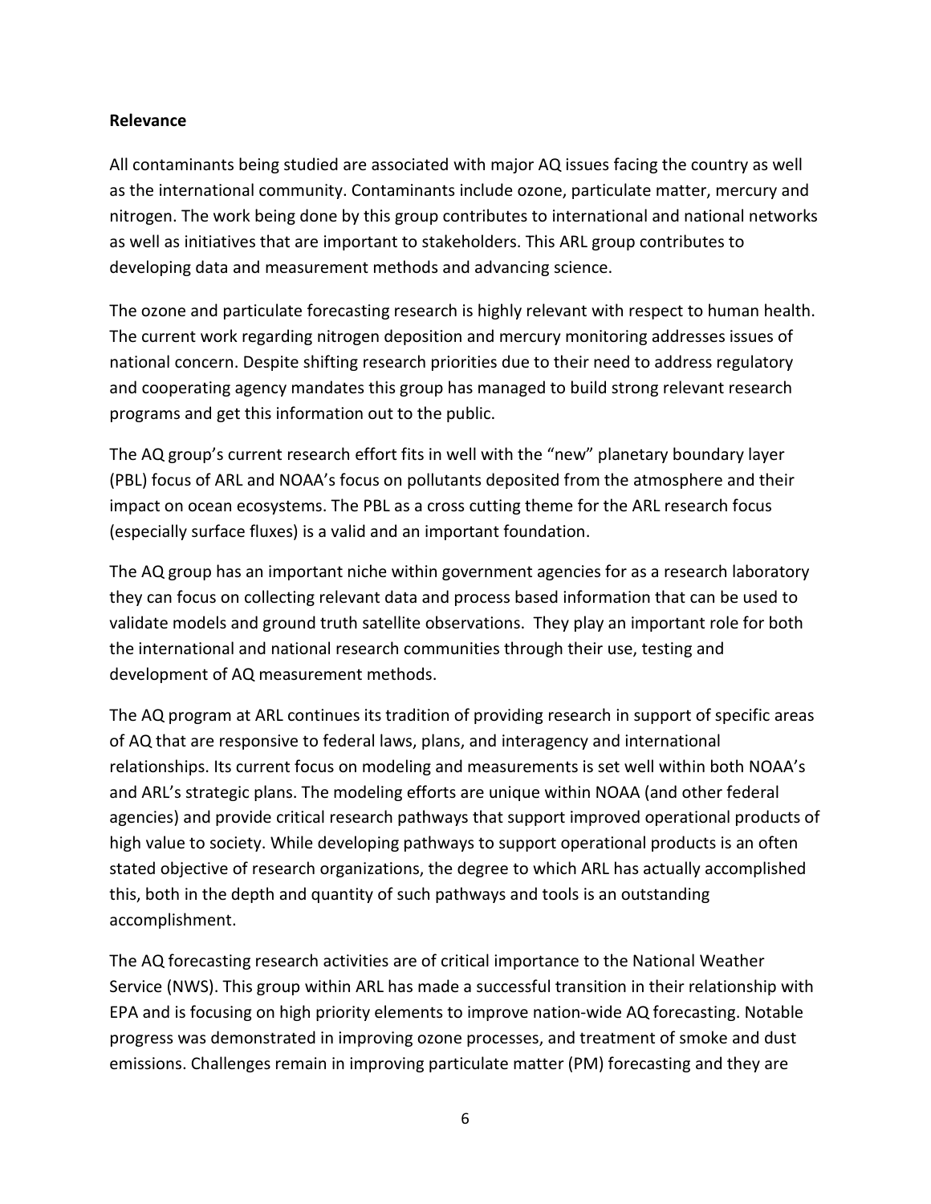**Relevance**

All contaminants being studied are associated with major AQ issues facing the country as well as the international community. Contaminants include ozone, particulate matter, mercury and nitrogen. The work being done by this group contributes to international and national networks as well as initiatives that are important to stakeholders. This ARL group contributes to developing data and measurement methods and advancing science.

The ozone and particulate forecasting research is highly relevant with respect to human health. The current work regarding nitrogen deposition and mercury monitoring addresses issues of national concern. Despite shifting research priorities due to their need to address regulatory and cooperating agency mandates this group has managed to build strong relevant research programs and get this information out to the public.

The AQ group's current research effort fits in well with the "new" planetary boundary layer (PBL) focus of ARL and NOAA's focus on pollutants deposited from the atmosphere and their impact on ocean ecosystems. The PBL as a cross cutting theme for the ARL research focus (especially surface fluxes) is a valid and an important foundation.

The AQ group has an important niche within government agencies for as a research laboratory they can focus on collecting relevant data and process based information that can be used to validate models and ground truth satellite observations. They play an important role for both the international and national research communities through their use, testing and development of AQ measurement methods.

The AQ program at ARL continues its tradition of providing research in support of specific areas of AQ that are responsive to federal laws, plans, and interagency and international relationships. Its current focus on modeling and measurements is set well within both NOAA's and ARL's strategic plans. The modeling efforts are unique within NOAA (and other federal agencies) and provide critical research pathways that support improved operational products of high value to society. While developing pathways to support operational products is an often stated objective of research organizations, the degree to which ARL has actually accomplished this, both in the depth and quantity of such pathways and tools is an outstanding accomplishment.

The AQ forecasting research activities are of critical importance to the National Weather Service (NWS). This group within ARL has made a successful transition in their relationship with EPA and is focusing on high priority elements to improve nation-wide AQ forecasting. Notable progress was demonstrated in improving ozone processes, and treatment of smoke and dust emissions. Challenges remain in improving particulate matter (PM) forecasting and they are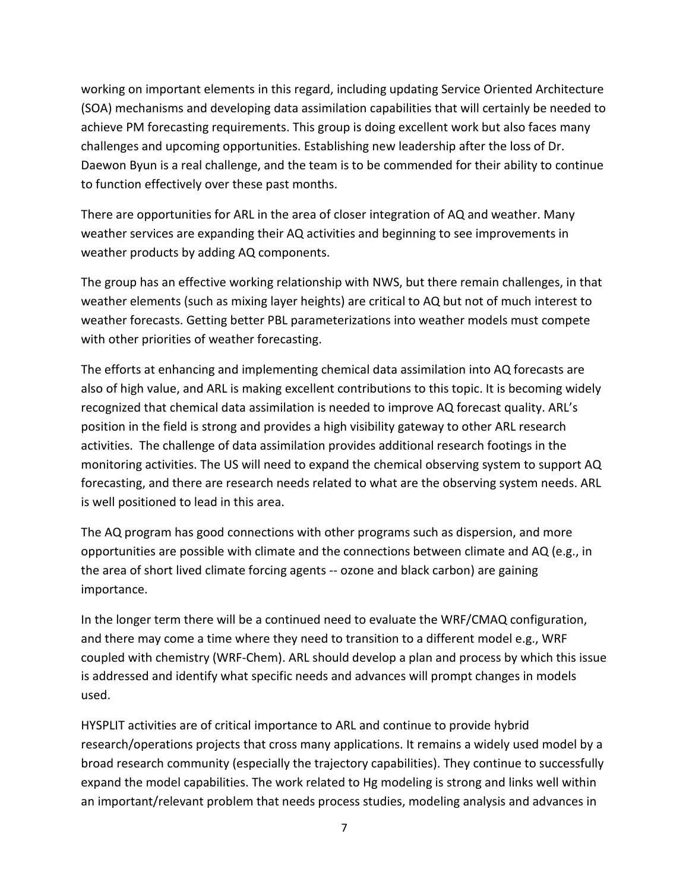working on important elements in this regard, including updating Service Oriented Architecture (SOA) mechanisms and developing data assimilation capabilities that will certainly be needed to achieve PM forecasting requirements. This group is doing excellent work but also faces many challenges and upcoming opportunities. Establishing new leadership after the loss of Dr. Daewon Byun is a real challenge, and the team is to be commended for their ability to continue to function effectively over these past months.

There are opportunities for ARL in the area of closer integration of AQ and weather. Many weather services are expanding their AQ activities and beginning to see improvements in weather products by adding AQ components.

The group has an effective working relationship with NWS, but there remain challenges, in that weather elements (such as mixing layer heights) are critical to AQ but not of much interest to weather forecasts. Getting better PBL parameterizations into weather models must compete with other priorities of weather forecasting.

The efforts at enhancing and implementing chemical data assimilation into AQ forecasts are also of high value, and ARL is making excellent contributions to this topic. It is becoming widely recognized that chemical data assimilation is needed to improve AQ forecast quality. ARL's position in the field is strong and provides a high visibility gateway to other ARL research activities. The challenge of data assimilation provides additional research footings in the monitoring activities. The US will need to expand the chemical observing system to support AQ forecasting, and there are research needs related to what are the observing system needs. ARL is well positioned to lead in this area.

The AQ program has good connections with other programs such as dispersion, and more opportunities are possible with climate and the connections between climate and AQ (e.g., in the area of short lived climate forcing agents -- ozone and black carbon) are gaining importance.

In the longer term there will be a continued need to evaluate the WRF/CMAQ configuration, and there may come a time where they need to transition to a different model e.g., WRF coupled with chemistry (WRF-Chem). ARL should develop a plan and process by which this issue is addressed and identify what specific needs and advances will prompt changes in models used.

HYSPLIT activities are of critical importance to ARL and continue to provide hybrid research/operations projects that cross many applications. It remains a widely used model by a broad research community (especially the trajectory capabilities). They continue to successfully expand the model capabilities. The work related to Hg modeling is strong and links well within an important/relevant problem that needs process studies, modeling analysis and advances in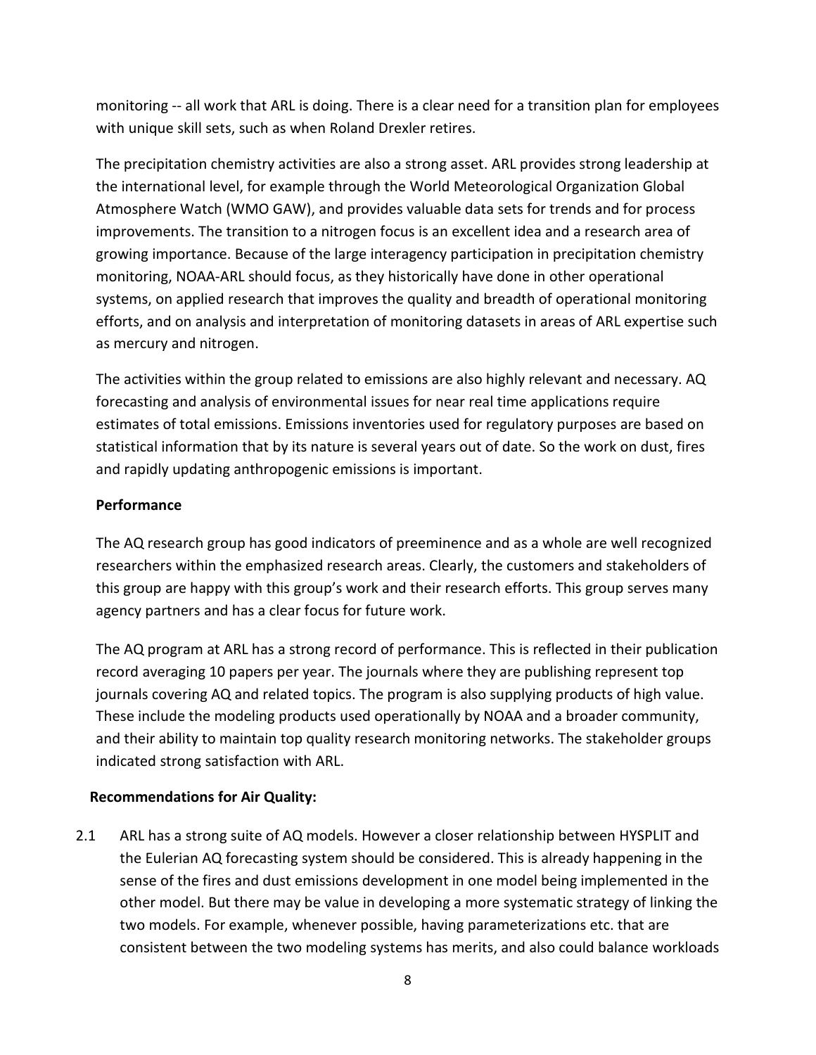monitoring -- all work that ARL is doing. There is a clear need for a transition plan for employees with unique skill sets, such as when Roland Drexler retires.

The precipitation chemistry activities are also a strong asset. ARL provides strong leadership at the international level, for example through the World Meteorological Organization Global Atmosphere Watch (WMO GAW), and provides valuable data sets for trends and for process improvements. The transition to a nitrogen focus is an excellent idea and a research area of growing importance. Because of the large interagency participation in precipitation chemistry monitoring, NOAA-ARL should focus, as they historically have done in other operational systems, on applied research that improves the quality and breadth of operational monitoring efforts, and on analysis and interpretation of monitoring datasets in areas of ARL expertise such as mercury and nitrogen.

The activities within the group related to emissions are also highly relevant and necessary. AQ forecasting and analysis of environmental issues for near real time applications require estimates of total emissions. Emissions inventories used for regulatory purposes are based on statistical information that by its nature is several years out of date. So the work on dust, fires and rapidly updating anthropogenic emissions is important.

**Performance**

The AQ research group has good indicators of preeminence and as a whole are well recognized researchers within the emphasized research areas. Clearly, the customers and stakeholders of this group are happy with this group's work and their research efforts. This group serves many agency partners and has a clear focus for future work.

The AQ program at ARL has a strong record of performance. This is reflected in their publication record averaging 10 papers per year. The journals where they are publishing represent top journals covering AQ and related topics. The program is also supplying products of high value. These include the modeling products used operationally by NOAA and a broader community, and their ability to maintain top quality research monitoring networks. The stakeholder groups indicated strong satisfaction with ARL.

**Recommendations for Air Quality:**

2.1 ARL has a strong suite of AQ models. However a closer relationship between HYSPLIT and the Eulerian AQ forecasting system should be considered. This is already happening in the sense of the fires and dust emissions development in one model being implemented in the other model. But there may be value in developing a more systematic strategy of linking the two models. For example, whenever possible, having parameterizations etc. that are consistent between the two modeling systems has merits, and also could balance workloads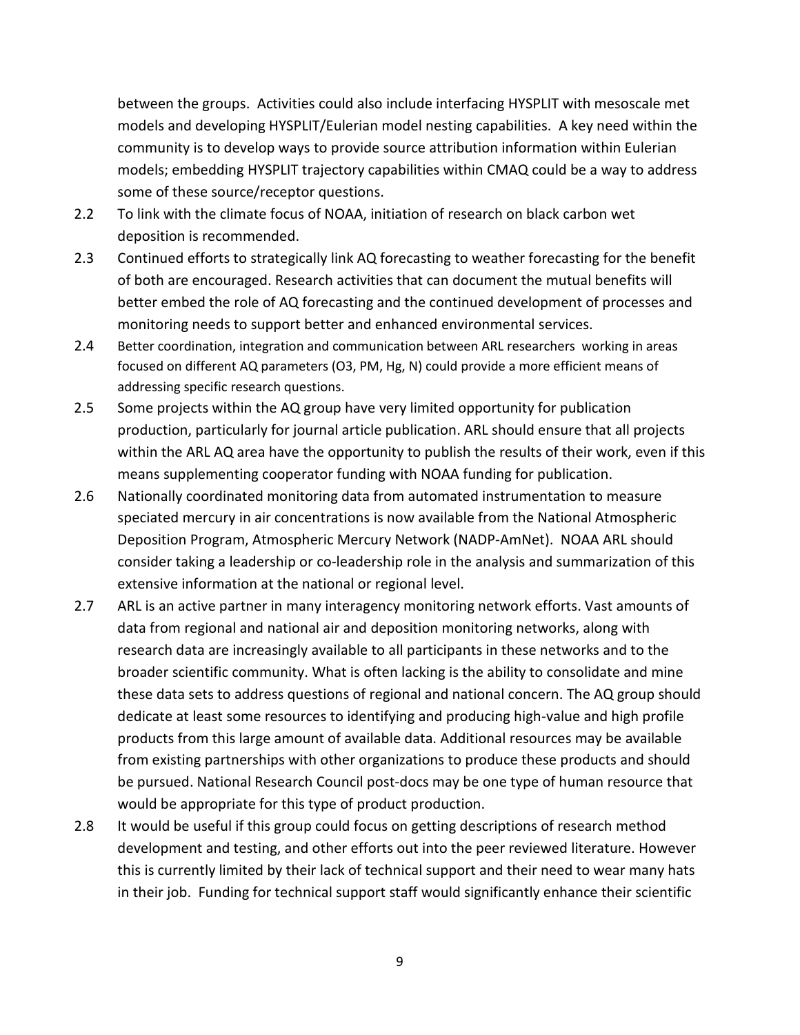between the groups. Activities could also include interfacing HYSPLIT with mesoscale met models and developing HYSPLIT/Eulerian model nesting capabilities. A key need within the community is to develop ways to provide source attribution information within Eulerian models; embedding HYSPLIT trajectory capabilities within CMAQ could be a way to address some of these source/receptor questions.

2.2 To link with the climate focus of NOAA, initiation of research on black carbon wet deposition is recommended.

2.3 Continued efforts to strategically link AQ forecasting to weather forecasting for the benefit of both are encouraged. Research activities that can document the mutual benefits will better embed the role of AQ forecasting and the continued development of processes and monitoring needs to support better and enhanced environmental services.

2.4 Better coordination, integration and communication between ARL researchers working in areas focused on different AQ parameters (O3, PM, Hg, N) could provide a more efficient means of addressing specific research questions.

2.5 Some projects within the AQ group have very limited opportunity for publication production, particularly for journal article publication. ARL should ensure that all projects within the ARL AQ area have the opportunity to publish the results of their work, even if this means supplementing cooperator funding with NOAA funding for publication.

2.6 Nationally coordinated monitoring data from automated instrumentation to measure speciated mercury in air concentrations is now available from the National Atmospheric Deposition Program, Atmospheric Mercury Network (NADP-AmNet). NOAA ARL should consider taking a leadership or co-leadership role in the analysis and summarization of this extensive information at the national or regional level.

2.7 ARL is an active partner in many interagency monitoring network efforts. Vast amounts of data from regional and national air and deposition monitoring networks, along with research data are increasingly available to all participants in these networks and to the broader scientific community. What is often lacking is the ability to consolidate and mine these data sets to address questions of regional and national concern. The AQ group should dedicate at least some resources to identifying and producing high-value and high profile products from this large amount of available data. Additional resources may be available from existing partnerships with other organizations to produce these products and should be pursued. National Research Council post-docs may be one type of human resource that would be appropriate for this type of product production.

2.8 It would be useful if this group could focus on getting descriptions of research method development and testing, and other efforts out into the peer reviewed literature. However this is currently limited by their lack of technical support and their need to wear many hats in their job. Funding for technical support staff would significantly enhance their scientific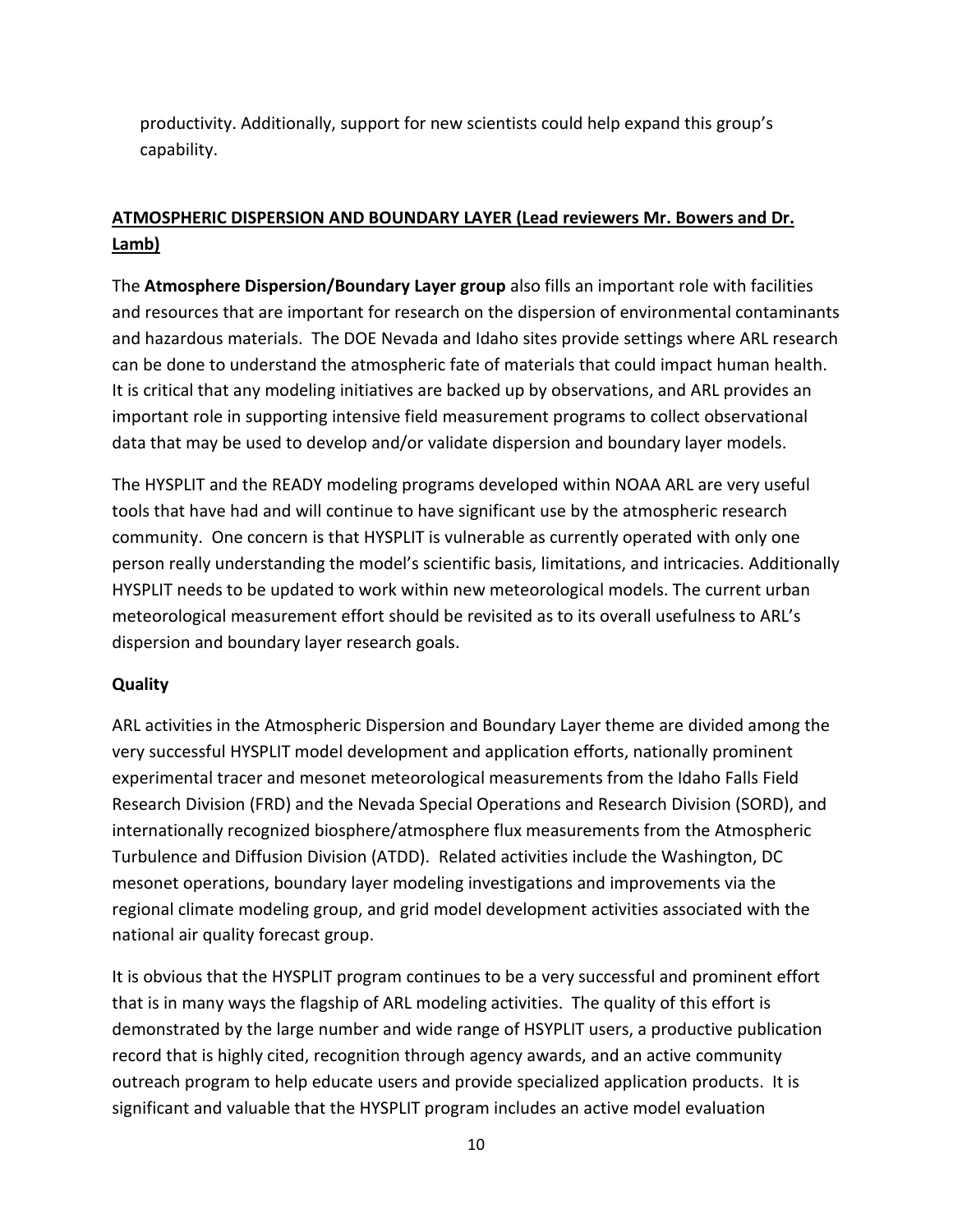productivity. Additionally, support for new scientists could help expand this group's capability.

## ATMOSPHERIC DISPERSION AND BOUNDARY LAYER (Lead reviewers Mr. Bowers and Dr. Lamb)

The **Atmosphere Dispersion/Boundary Layer group** also fills an important role with facilities and resources that are important for research on the dispersion of environmental contaminants and hazardous materials. The DOE Nevada and Idaho sites provide settings where ARL research can be done to understand the atmospheric fate of materials that could impact human health. It is critical that any modeling initiatives are backed up by observations, and ARL provides an important role in supporting intensive field measurement programs to collect observational data that may be used to develop and/or validate dispersion and boundary layer models.

The HYSPLIT and the READY modeling programs developed within NOAA ARL are very useful tools that have had and will continue to have significant use by the atmospheric research community. One concern is that HYSPLIT is vulnerable as currently operated with only one person really understanding the model's scientific basis, limitations, and intricacies. Additionally HYSPLIT needs to be updated to work within new meteorological models. The current urban meteorological measurement effort should be revisited as to its overall usefulness to ARL's dispersion and boundary layer research goals.

### Quality

ARL activities in the Atmospheric Dispersion and Boundary Layer theme are divided among the very successful HYSPLIT model development and application efforts, nationally prominent experimental tracer and mesonet meteorological measurements from the Idaho Falls Field Research Division (FRD) and the Nevada Special Operations and Research Division (SORD), and internationally recognized biosphere/atmosphere flux measurements from the Atmospheric Turbulence and Diffusion Division (ATDD). Related activities include the Washington, DC mesonet operations, boundary layer modeling investigations and improvements via the regional climate modeling group, and grid model development activities associated with the national air quality forecast group.

It is obvious that the HYSPLIT program continues to be a very successful and prominent effort that is in many ways the flagship of ARL modeling activities. The quality of this effort is demonstrated by the large number and wide range of HSYPLIT users, a productive publication record that is highly cited, recognition through agency awards, and an active community outreach program to help educate users and provide specialized application products. It is significant and valuable that the HYSPLIT program includes an active model evaluation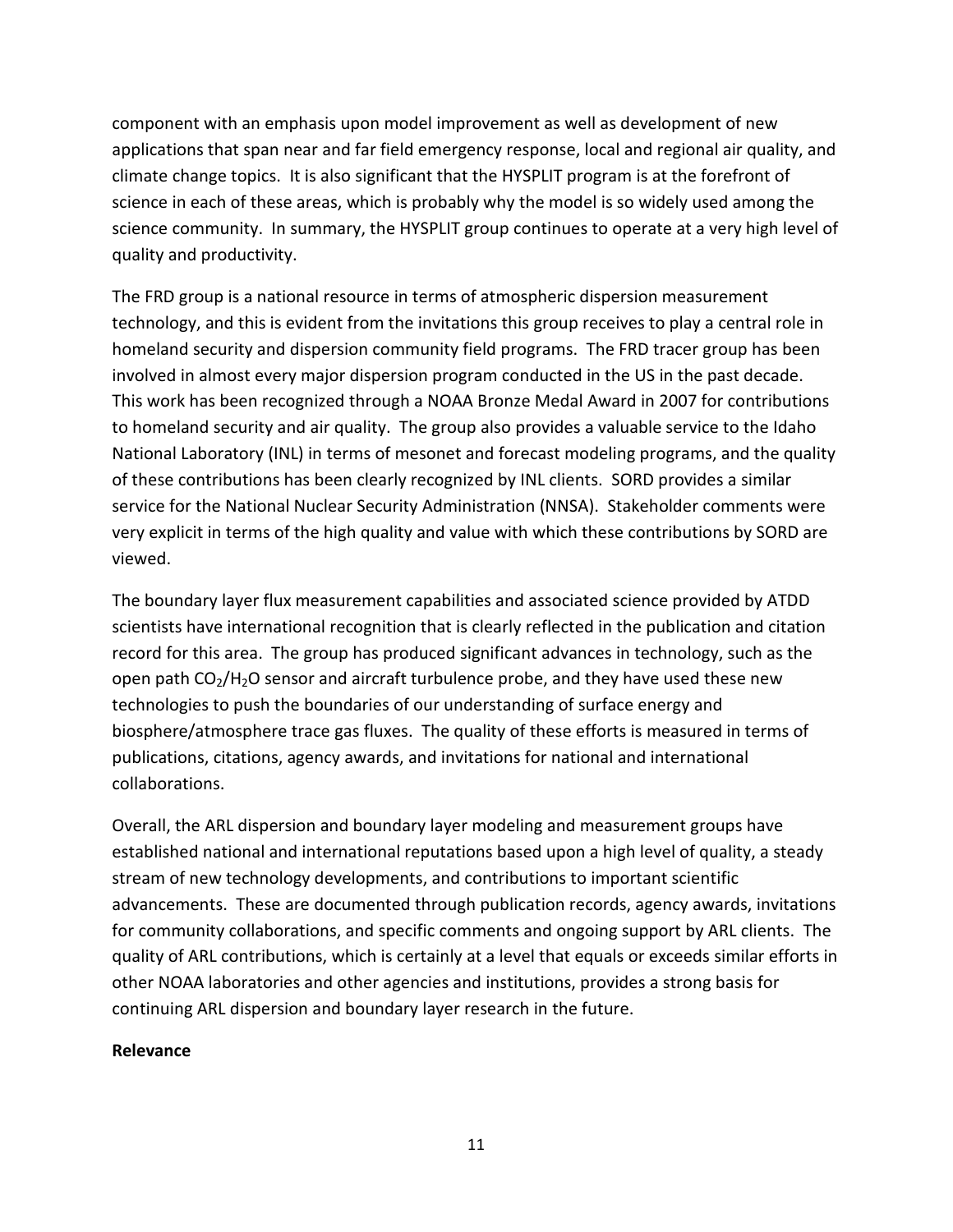component with an emphasis upon model improvement as well as development of new applications that span near and far field emergency response, local and regional air quality, and climate change topics. It is also significant that the HYSPLIT program is at the forefront of science in each of these areas, which is probably why the model is so widely used among the science community. In summary, the HYSPLIT group continues to operate at a very high level of quality and productivity.

The FRD group is a national resource in terms of atmospheric dispersion measurement technology, and this is evident from the invitations this group receives to play a central role in homeland security and dispersion community field programs. The FRD tracer group has been involved in almost every major dispersion program conducted in the US in the past decade. This work has been recognized through a NOAA Bronze Medal Award in 2007 for contributions to homeland security and air quality. The group also provides a valuable service to the Idaho National Laboratory (INL) in terms of mesonet and forecast modeling programs, and the quality of these contributions has been clearly recognized by INL clients. SORD provides a similar service for the National Nuclear Security Administration (NNSA). Stakeholder comments were very explicit in terms of the high quality and value with which these contributions by SORD are viewed.

The boundary layer flux measurement capabilities and associated science provided by ATDD scientists have international recognition that is clearly reflected in the publication and citation record for this area. The group has produced significant advances in technology, such as the open path $CO_2$/$H_2O$ sensor and aircraft turbulence probe, and they have used these new technologies to push the boundaries of our understanding of surface energy and biosphere/atmosphere trace gas fluxes. The quality of these efforts is measured in terms of publications, citations, agency awards, and invitations for national and international collaborations.

Overall, the ARL dispersion and boundary layer modeling and measurement groups have established national and international reputations based upon a high level of quality, a steady stream of new technology developments, and contributions to important scientific advancements. These are documented through publication records, agency awards, invitations for community collaborations, and specific comments and ongoing support by ARL clients. The quality of ARL contributions, which is certainly at a level that equals or exceeds similar efforts in other NOAA laboratories and other agencies and institutions, provides a strong basis for continuing ARL dispersion and boundary layer research in the future.

**Relevance**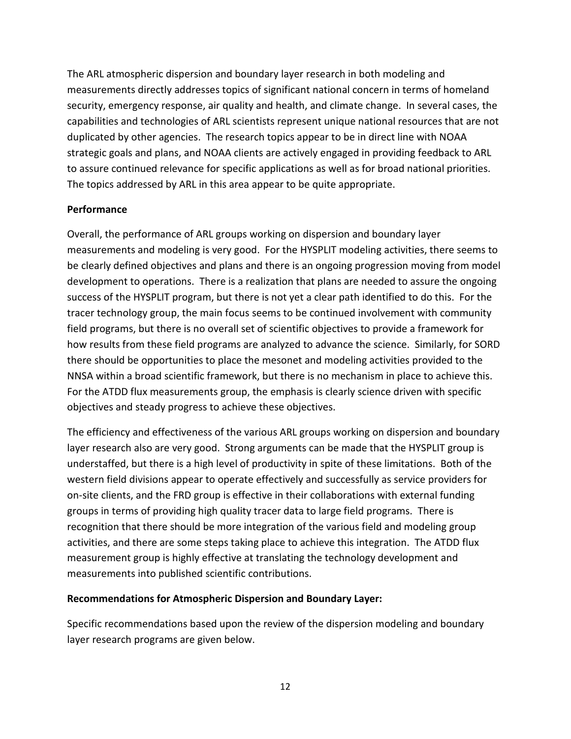The ARL atmospheric dispersion and boundary layer research in both modeling and measurements directly addresses topics of significant national concern in terms of homeland security, emergency response, air quality and health, and climate change. In several cases, the capabilities and technologies of ARL scientists represent unique national resources that are not duplicated by other agencies. The research topics appear to be in direct line with NOAA strategic goals and plans, and NOAA clients are actively engaged in providing feedback to ARL to assure continued relevance for specific applications as well as for broad national priorities. The topics addressed by ARL in this area appear to be quite appropriate.

**Performance**

Overall, the performance of ARL groups working on dispersion and boundary layer measurements and modeling is very good. For the HYSPLIT modeling activities, there seems to be clearly defined objectives and plans and there is an ongoing progression moving from model development to operations. There is a realization that plans are needed to assure the ongoing success of the HYSPLIT program, but there is not yet a clear path identified to do this. For the tracer technology group, the main focus seems to be continued involvement with community field programs, but there is no overall set of scientific objectives to provide a framework for how results from these field programs are analyzed to advance the science. Similarly, for SORD there should be opportunities to place the mesonet and modeling activities provided to the NNSA within a broad scientific framework, but there is no mechanism in place to achieve this. For the ATDD flux measurements group, the emphasis is clearly science driven with specific objectives and steady progress to achieve these objectives.

The efficiency and effectiveness of the various ARL groups working on dispersion and boundary layer research also are very good. Strong arguments can be made that the HYSPLIT group is understaffed, but there is a high level of productivity in spite of these limitations. Both of the western field divisions appear to operate effectively and successfully as service providers for on-site clients, and the FRD group is effective in their collaborations with external funding groups in terms of providing high quality tracer data to large field programs. There is recognition that there should be more integration of the various field and modeling group activities, and there are some steps taking place to achieve this integration. The ATDD flux measurement group is highly effective at translating the technology development and measurements into published scientific contributions.

**Recommendations for Atmospheric Dispersion and Boundary Layer:**

Specific recommendations based upon the review of the dispersion modeling and boundary layer research programs are given below.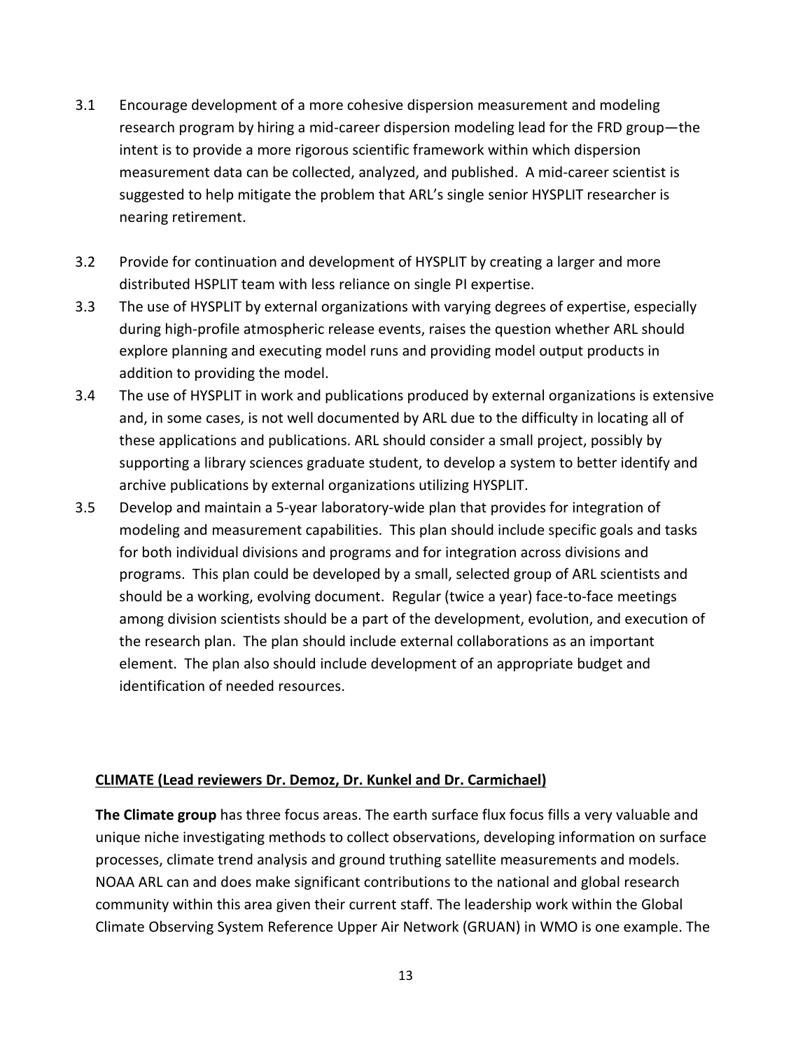3.1 Encourage development of a more cohesive dispersion measurement and modeling research program by hiring a mid-career dispersion modeling lead for the FRD group—the intent is to provide a more rigorous scientific framework within which dispersion measurement data can be collected, analyzed, and published. A mid-career scientist is suggested to help mitigate the problem that ARL's single senior HYSPLIT researcher is nearing retirement.

3.2 Provide for continuation and development of HYSPLIT by creating a larger and more distributed HSPLIT team with less reliance on single PI expertise.

3.3 The use of HYSPLIT by external organizations with varying degrees of expertise, especially during high-profile atmospheric release events, raises the question whether ARL should explore planning and executing model runs and providing model output products in addition to providing the model.

3.4 The use of HYSPLIT in work and publications produced by external organizations is extensive and, in some cases, is not well documented by ARL due to the difficulty in locating all of these applications and publications. ARL should consider a small project, possibly by supporting a library sciences graduate student, to develop a system to better identify and archive publications by external organizations utilizing HYSPLIT.

3.5 Develop and maintain a 5-year laboratory-wide plan that provides for integration of modeling and measurement capabilities. This plan should include specific goals and tasks for both individual divisions and programs and for integration across divisions and programs. This plan could be developed by a small, selected group of ARL scientists and should be a working, evolving document. Regular (twice a year) face-to-face meetings among division scientists should be a part of the development, evolution, and execution of the research plan. The plan should include external collaborations as an important element. The plan also should include development of an appropriate budget and identification of needed resources.

**CLIMATE (Lead reviewers Dr. Demoz, Dr. Kunkel and Dr. Carmichael)**

**The Climate group** has three focus areas. The earth surface flux focus fills a very valuable and unique niche investigating methods to collect observations, developing information on surface processes, climate trend analysis and ground truthing satellite measurements and models. NOAA ARL can and does make significant contributions to the national and global research community within this area given their current staff. The leadership work within the Global Climate Observing System Reference Upper Air Network (GRUAN) in WMO is one example. The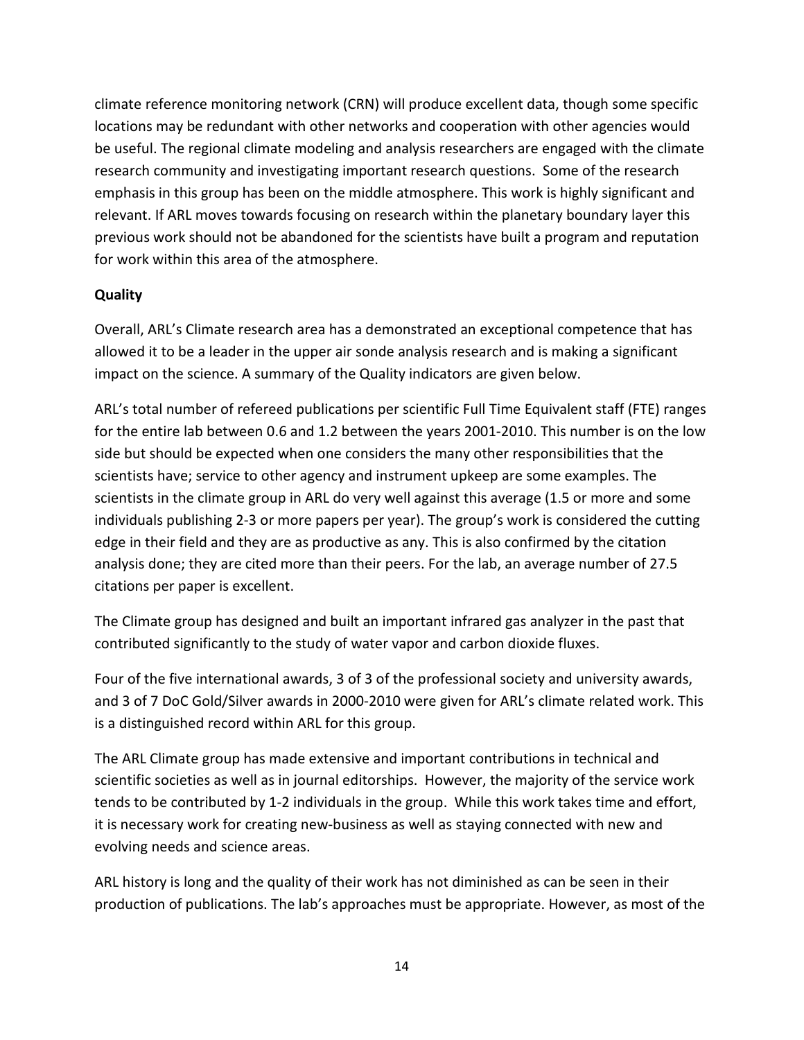climate reference monitoring network (CRN) will produce excellent data, though some specific locations may be redundant with other networks and cooperation with other agencies would be useful. The regional climate modeling and analysis researchers are engaged with the climate research community and investigating important research questions. Some of the research emphasis in this group has been on the middle atmosphere. This work is highly significant and relevant. If ARL moves towards focusing on research within the planetary boundary layer this previous work should not be abandoned for the scientists have built a program and reputation for work within this area of the atmosphere.

**Quality**

Overall, ARL's Climate research area has a demonstrated an exceptional competence that has allowed it to be a leader in the upper air sonde analysis research and is making a significant impact on the science. A summary of the Quality indicators are given below.

ARL's total number of refereed publications per scientific Full Time Equivalent staff (FTE) ranges for the entire lab between 0.6 and 1.2 between the years 2001-2010. This number is on the low side but should be expected when one considers the many other responsibilities that the scientists have; service to other agency and instrument upkeep are some examples. The scientists in the climate group in ARL do very well against this average (1.5 or more and some individuals publishing 2-3 or more papers per year). The group's work is considered the cutting edge in their field and they are as productive as any. This is also confirmed by the citation analysis done; they are cited more than their peers. For the lab, an average number of 27.5 citations per paper is excellent.

The Climate group has designed and built an important infrared gas analyzer in the past that contributed significantly to the study of water vapor and carbon dioxide fluxes.

Four of the five international awards, 3 of 3 of the professional society and university awards, and 3 of 7 DoC Gold/Silver awards in 2000-2010 were given for ARL's climate related work. This is a distinguished record within ARL for this group.

The ARL Climate group has made extensive and important contributions in technical and scientific societies as well as in journal editorships. However, the majority of the service work tends to be contributed by 1-2 individuals in the group. While this work takes time and effort, it is necessary work for creating new-business as well as staying connected with new and evolving needs and science areas.

ARL history is long and the quality of their work has not diminished as can be seen in their production of publications. The lab's approaches must be appropriate. However, as most of the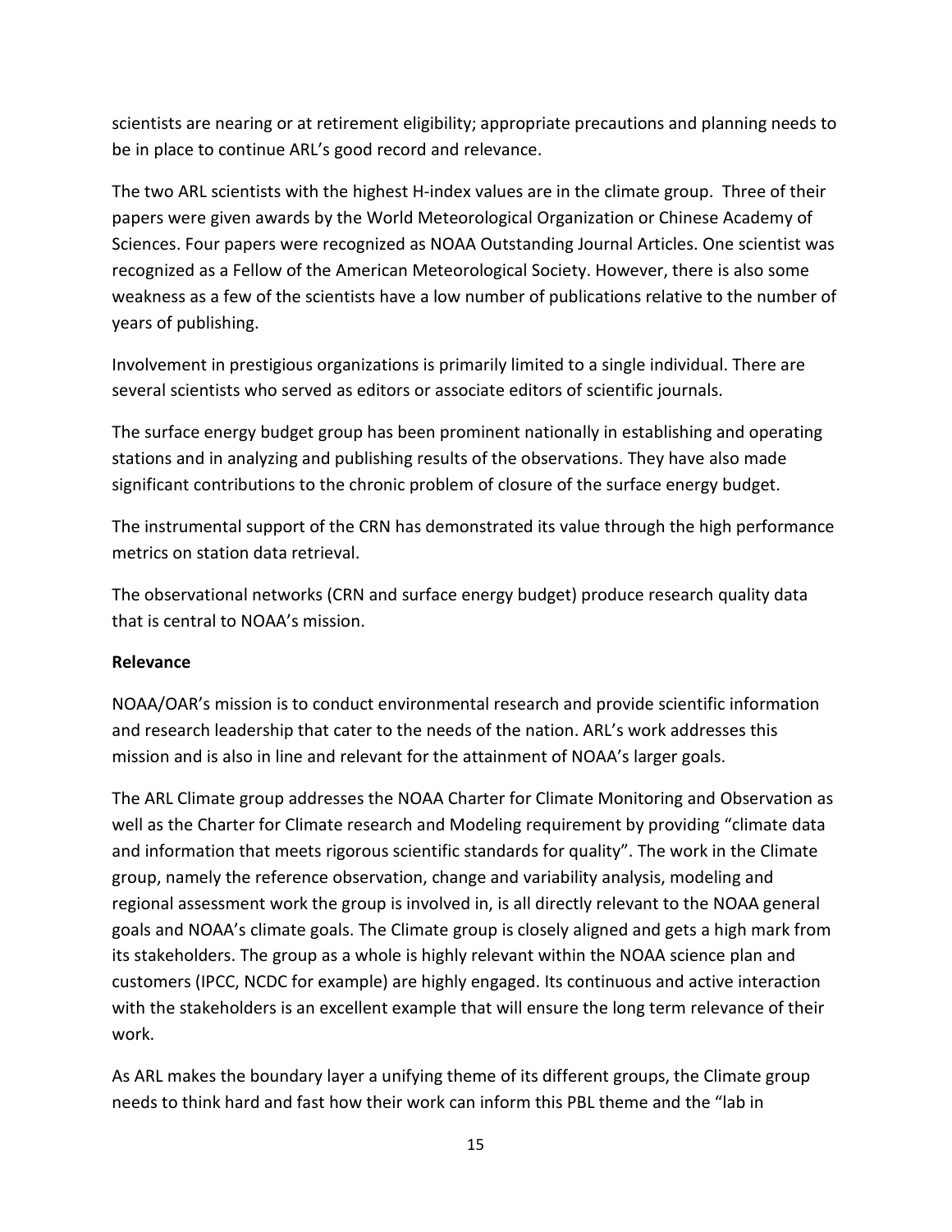scientists are nearing or at retirement eligibility; appropriate precautions and planning needs to be in place to continue ARL's good record and relevance.

The two ARL scientists with the highest H-index values are in the climate group. Three of their papers were given awards by the World Meteorological Organization or Chinese Academy of Sciences. Four papers were recognized as NOAA Outstanding Journal Articles. One scientist was recognized as a Fellow of the American Meteorological Society. However, there is also some weakness as a few of the scientists have a low number of publications relative to the number of years of publishing.

Involvement in prestigious organizations is primarily limited to a single individual. There are several scientists who served as editors or associate editors of scientific journals.

The surface energy budget group has been prominent nationally in establishing and operating stations and in analyzing and publishing results of the observations. They have also made significant contributions to the chronic problem of closure of the surface energy budget.

The instrumental support of the CRN has demonstrated its value through the high performance metrics on station data retrieval.

The observational networks (CRN and surface energy budget) produce research quality data that is central to NOAA's mission.

**Relevance**

NOAA/OAR's mission is to conduct environmental research and provide scientific information and research leadership that cater to the needs of the nation. ARL's work addresses this mission and is also in line and relevant for the attainment of NOAA's larger goals.

The ARL Climate group addresses the NOAA Charter for Climate Monitoring and Observation as well as the Charter for Climate research and Modeling requirement by providing "climate data and information that meets rigorous scientific standards for quality". The work in the Climate group, namely the reference observation, change and variability analysis, modeling and regional assessment work the group is involved in, is all directly relevant to the NOAA general goals and NOAA's climate goals. The Climate group is closely aligned and gets a high mark from its stakeholders. The group as a whole is highly relevant within the NOAA science plan and customers (IPCC, NCDC for example) are highly engaged. Its continuous and active interaction with the stakeholders is an excellent example that will ensure the long term relevance of their work.

As ARL makes the boundary layer a unifying theme of its different groups, the Climate group needs to think hard and fast how their work can inform this PBL theme and the "lab in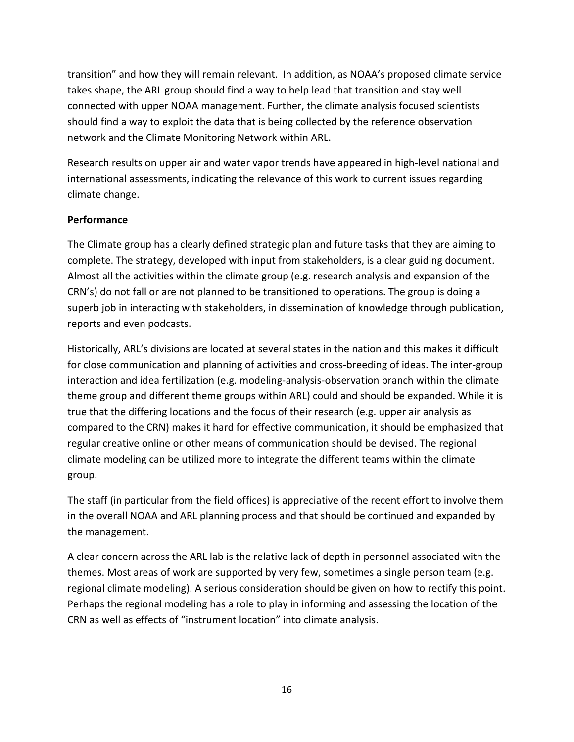transition" and how they will remain relevant. In addition, as NOAA's proposed climate service takes shape, the ARL group should find a way to help lead that transition and stay well connected with upper NOAA management. Further, the climate analysis focused scientists should find a way to exploit the data that is being collected by the reference observation network and the Climate Monitoring Network within ARL.

Research results on upper air and water vapor trends have appeared in high-level national and international assessments, indicating the relevance of this work to current issues regarding climate change.

**Performance**

The Climate group has a clearly defined strategic plan and future tasks that they are aiming to complete. The strategy, developed with input from stakeholders, is a clear guiding document. Almost all the activities within the climate group (e.g. research analysis and expansion of the CRN's) do not fall or are not planned to be transitioned to operations. The group is doing a superb job in interacting with stakeholders, in dissemination of knowledge through publication, reports and even podcasts.

Historically, ARL's divisions are located at several states in the nation and this makes it difficult for close communication and planning of activities and cross-breeding of ideas. The inter-group interaction and idea fertilization (e.g. modeling-analysis-observation branch within the climate theme group and different theme groups within ARL) could and should be expanded. While it is true that the differing locations and the focus of their research (e.g. upper air analysis as compared to the CRN) makes it hard for effective communication, it should be emphasized that regular creative online or other means of communication should be devised. The regional climate modeling can be utilized more to integrate the different teams within the climate group.

The staff (in particular from the field offices) is appreciative of the recent effort to involve them in the overall NOAA and ARL planning process and that should be continued and expanded by the management.

A clear concern across the ARL lab is the relative lack of depth in personnel associated with the themes. Most areas of work are supported by very few, sometimes a single person team (e.g. regional climate modeling). A serious consideration should be given on how to rectify this point. Perhaps the regional modeling has a role to play in informing and assessing the location of the CRN as well as effects of "instrument location" into climate analysis.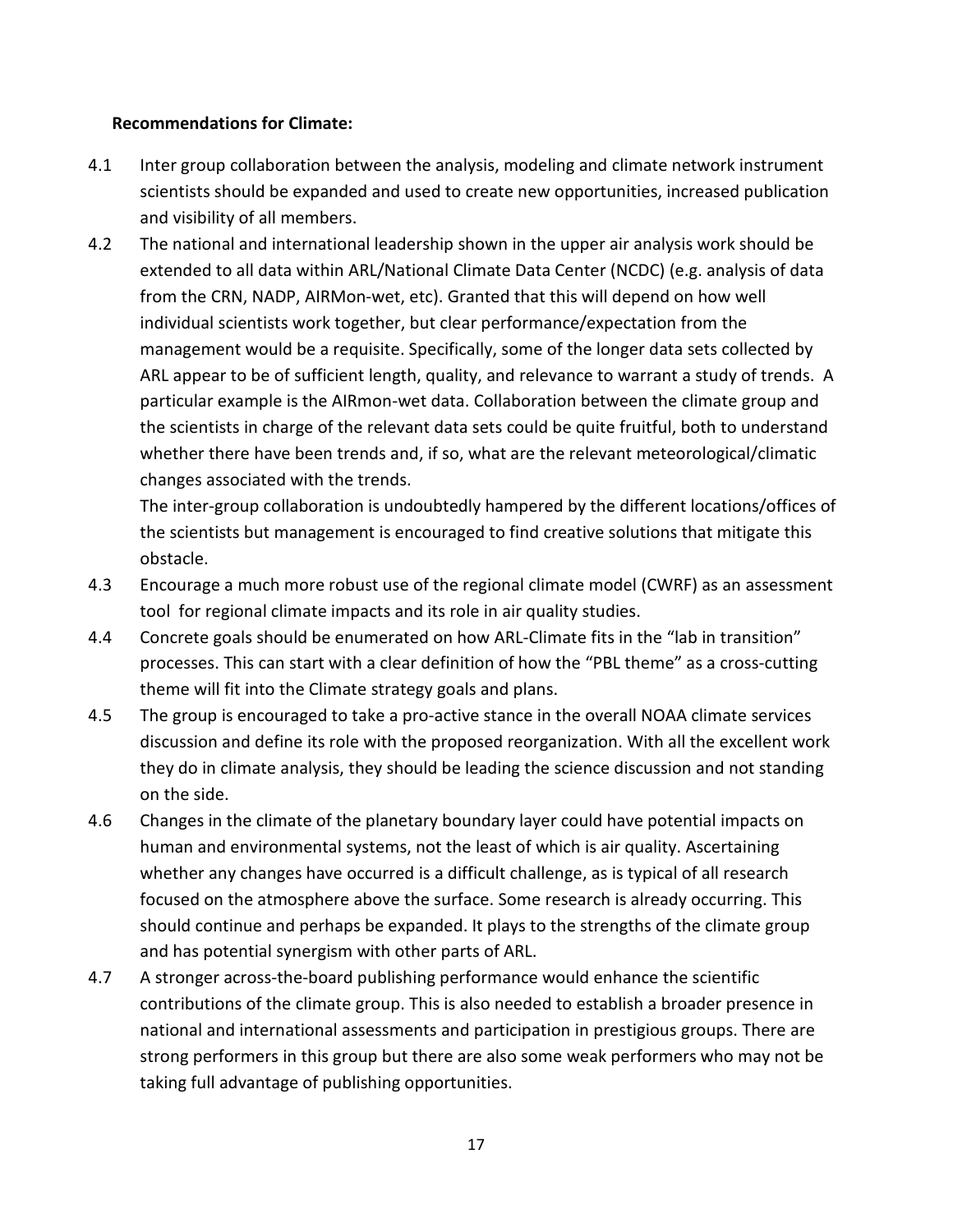**Recommendations for Climate:**

4.1 Inter group collaboration between the analysis, modeling and climate network instrument scientists should be expanded and used to create new opportunities, increased publication and visibility of all members.

4.2 The national and international leadership shown in the upper air analysis work should be extended to all data within ARL/National Climate Data Center (NCDC) (e.g. analysis of data from the CRN, NADP, AIRMon-wet, etc). Granted that this will depend on how well individual scientists work together, but clear performance/expectation from the management would be a requisite. Specifically, some of the longer data sets collected by ARL appear to be of sufficient length, quality, and relevance to warrant a study of trends. A particular example is the AIRmon-wet data. Collaboration between the climate group and the scientists in charge of the relevant data sets could be quite fruitful, both to understand whether there have been trends and, if so, what are the relevant meteorological/climatic changes associated with the trends.

The inter-group collaboration is undoubtedly hampered by the different locations/offices of the scientists but management is encouraged to find creative solutions that mitigate this obstacle.

4.3 Encourage a much more robust use of the regional climate model (CWRF) as an assessment tool for regional climate impacts and its role in air quality studies.

4.4 Concrete goals should be enumerated on how ARL-Climate fits in the "lab in transition" processes. This can start with a clear definition of how the "PBL theme" as a cross-cutting theme will fit into the Climate strategy goals and plans.

4.5 The group is encouraged to take a pro-active stance in the overall NOAA climate services discussion and define its role with the proposed reorganization. With all the excellent work they do in climate analysis, they should be leading the science discussion and not standing on the side.

4.6 Changes in the climate of the planetary boundary layer could have potential impacts on human and environmental systems, not the least of which is air quality. Ascertaining whether any changes have occurred is a difficult challenge, as is typical of all research focused on the atmosphere above the surface. Some research is already occurring. This should continue and perhaps be expanded. It plays to the strengths of the climate group and has potential synergism with other parts of ARL.

4.7 A stronger across-the-board publishing performance would enhance the scientific contributions of the climate group. This is also needed to establish a broader presence in national and international assessments and participation in prestigious groups. There are strong performers in this group but there are also some weak performers who may not be taking full advantage of publishing opportunities.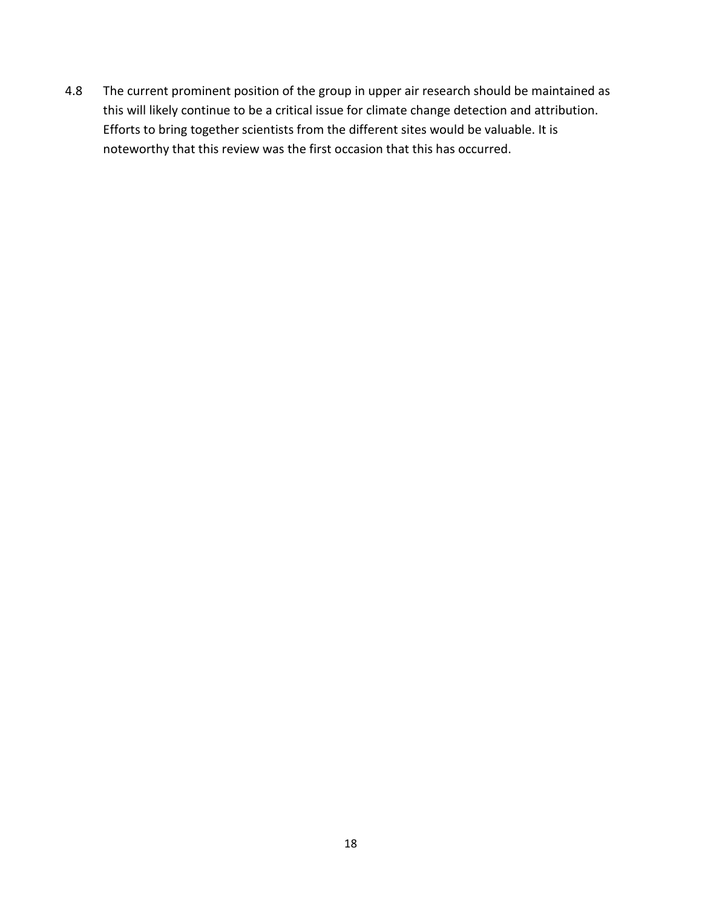4.8 The current prominent position of the group in upper air research should be maintained as this will likely continue to be a critical issue for climate change detection and attribution. Efforts to bring together scientists from the different sites would be valuable. It is noteworthy that this review was the first occasion that this has occurred.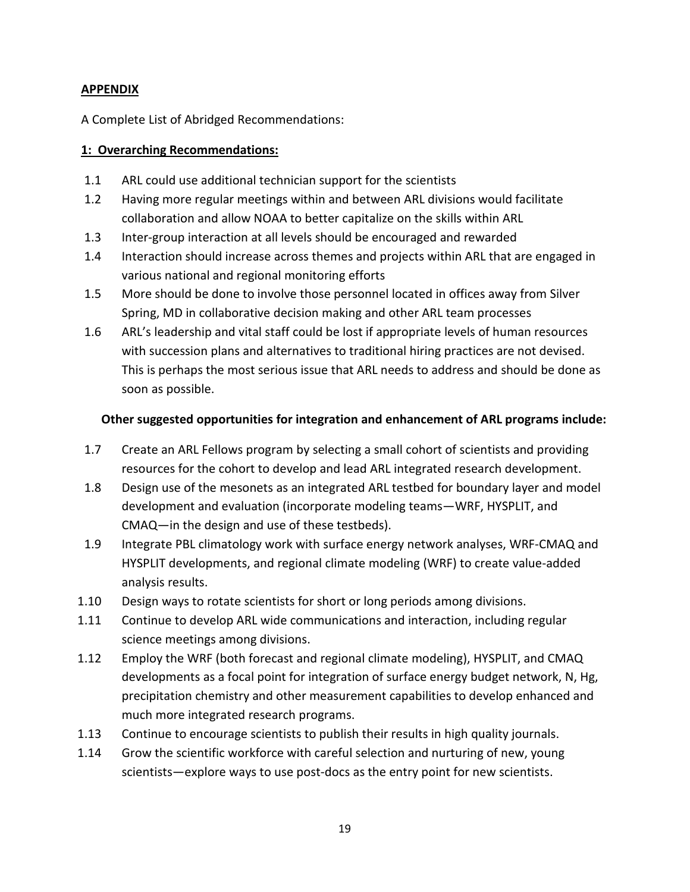**APPENDIX**

A Complete List of Abridged Recommendations:

**1: Overarching Recommendations:**

1.1 ARL could use additional technician support for the scientists

1.2 Having more regular meetings within and between ARL divisions would facilitate collaboration and allow NOAA to better capitalize on the skills within ARL

1.3 Inter-group interaction at all levels should be encouraged and rewarded

1.4 Interaction should increase across themes and projects within ARL that are engaged in various national and regional monitoring efforts

1.5 More should be done to involve those personnel located in offices away from Silver Spring, MD in collaborative decision making and other ARL team processes

1.6 ARL's leadership and vital staff could be lost if appropriate levels of human resources with succession plans and alternatives to traditional hiring practices are not devised. This is perhaps the most serious issue that ARL needs to address and should be done as soon as possible.

**Other suggested opportunities for integration and enhancement of ARL programs include:**

1.7 Create an ARL Fellows program by selecting a small cohort of scientists and providing resources for the cohort to develop and lead ARL integrated research development.

1.8 Design use of the mesonets as an integrated ARL testbed for boundary layer and model development and evaluation (incorporate modeling teams—WRF, HYSPLIT, and CMAQ—in the design and use of these testbeds).

1.9 Integrate PBL climatology work with surface energy network analyses, WRF-CMAQ and HYSPLIT developments, and regional climate modeling (WRF) to create value-added analysis results.

1.10 Design ways to rotate scientists for short or long periods among divisions.

1.11 Continue to develop ARL wide communications and interaction, including regular science meetings among divisions.

1.12 Employ the WRF (both forecast and regional climate modeling), HYSPLIT, and CMAQ developments as a focal point for integration of surface energy budget network, N, Hg, precipitation chemistry and other measurement capabilities to develop enhanced and much more integrated research programs.

1.13 Continue to encourage scientists to publish their results in high quality journals.

1.14 Grow the scientific workforce with careful selection and nurturing of new, young scientists—explore ways to use post-docs as the entry point for new scientists.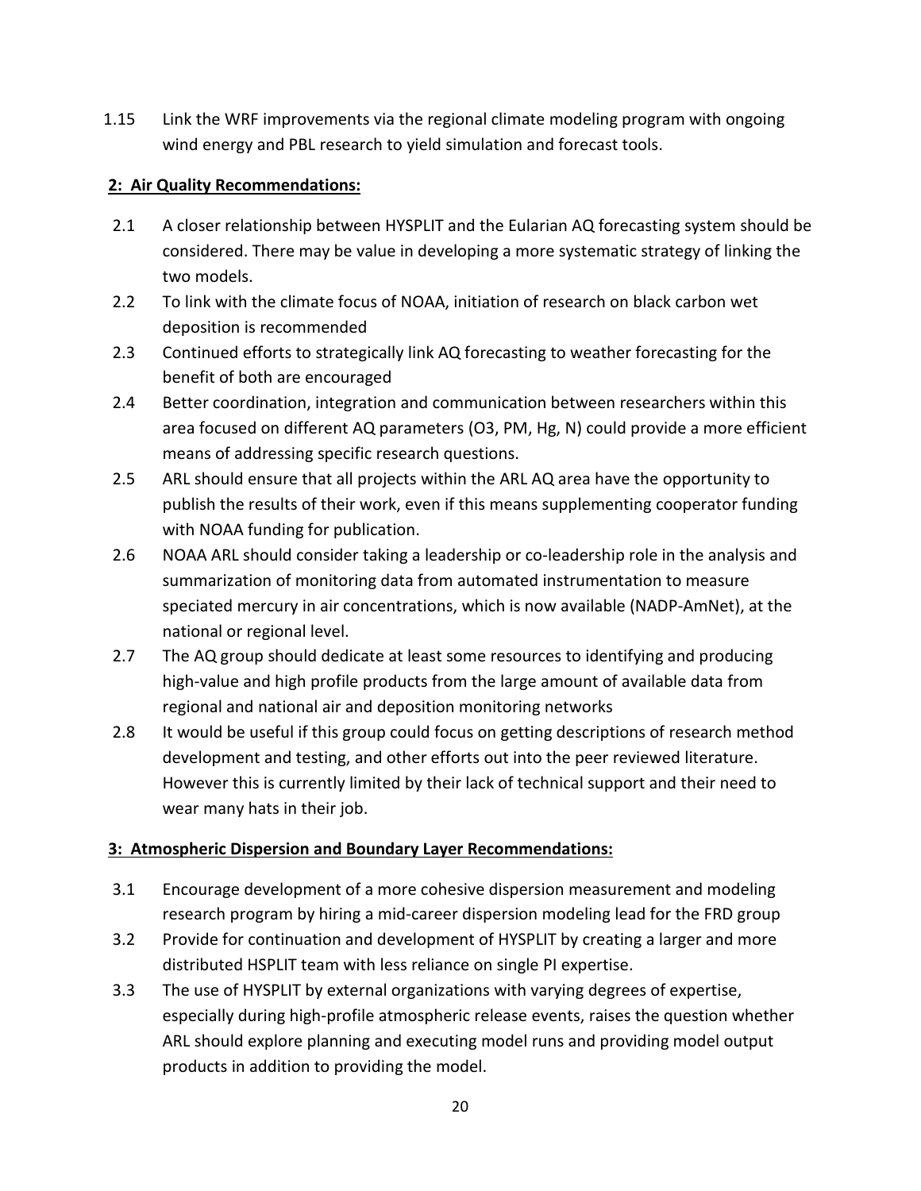1.15 Link the WRF improvements via the regional climate modeling program with ongoing wind energy and PBL research to yield simulation and forecast tools.

**2: Air Quality Recommendations:**

2.1 A closer relationship between HYSPLIT and the Eularian AQ forecasting system should be considered. There may be value in developing a more systematic strategy of linking the two models.

2.2 To link with the climate focus of NOAA, initiation of research on black carbon wet deposition is recommended

2.3 Continued efforts to strategically link AQ forecasting to weather forecasting for the benefit of both are encouraged

2.4 Better coordination, integration and communication between researchers within this area focused on different AQ parameters (O3, PM, Hg, N) could provide a more efficient means of addressing specific research questions.

2.5 ARL should ensure that all projects within the ARL AQ area have the opportunity to publish the results of their work, even if this means supplementing cooperator funding with NOAA funding for publication.

2.6 NOAA ARL should consider taking a leadership or co-leadership role in the analysis and summarization of monitoring data from automated instrumentation to measure speciated mercury in air concentrations, which is now available (NADP-AmNet), at the national or regional level.

2.7 The AQ group should dedicate at least some resources to identifying and producing high-value and high profile products from the large amount of available data from regional and national air and deposition monitoring networks

2.8 It would be useful if this group could focus on getting descriptions of research method development and testing, and other efforts out into the peer reviewed literature. However this is currently limited by their lack of technical support and their need to wear many hats in their job.

**3: Atmospheric Dispersion and Boundary Layer Recommendations:**

3.1 Encourage development of a more cohesive dispersion measurement and modeling research program by hiring a mid-career dispersion modeling lead for the FRD group

3.2 Provide for continuation and development of HYSPLIT by creating a larger and more distributed HSPLIT team with less reliance on single PI expertise.

3.3 The use of HYSPLIT by external organizations with varying degrees of expertise, especially during high-profile atmospheric release events, raises the question whether ARL should explore planning and executing model runs and providing model output products in addition to providing the model.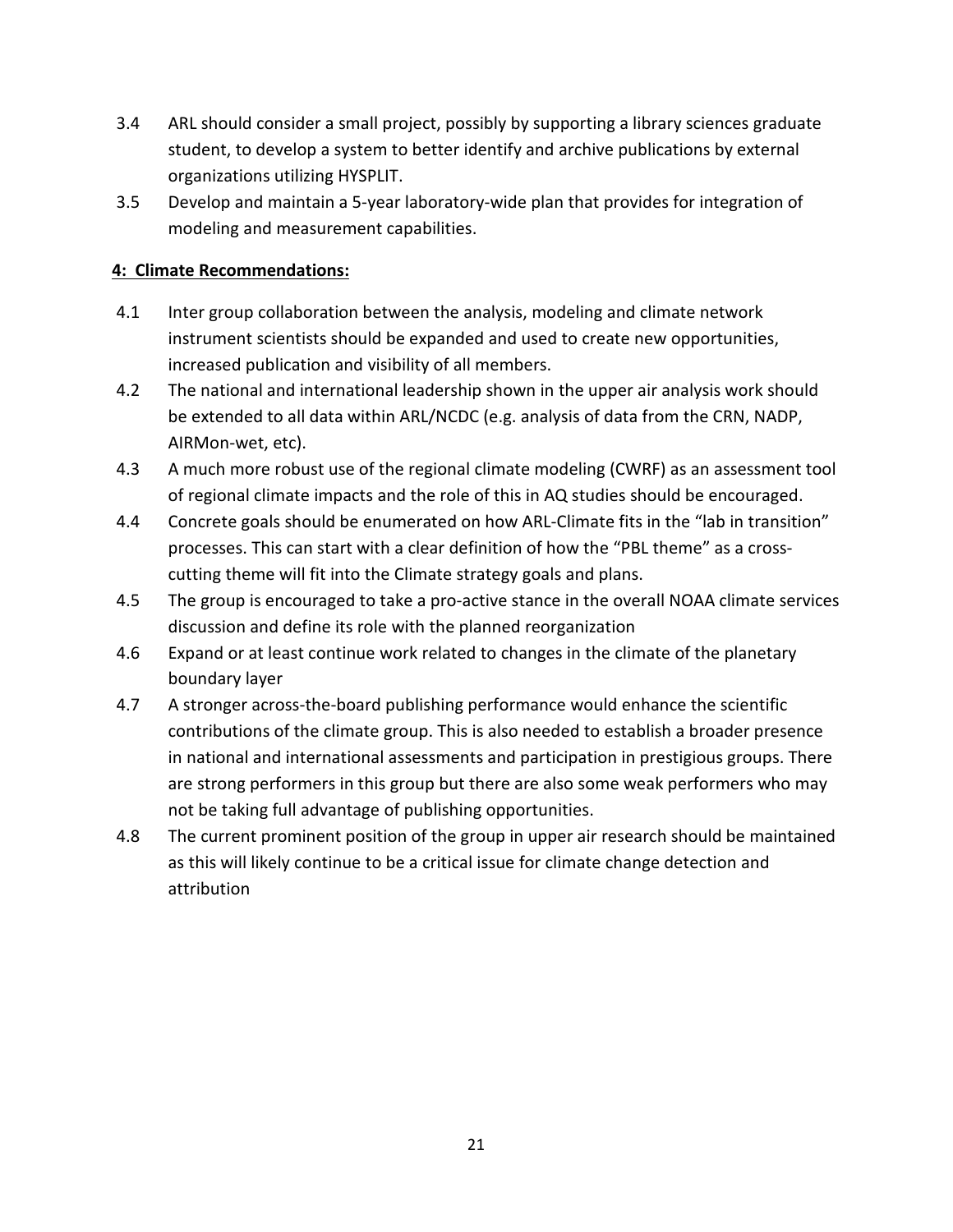3.4 ARL should consider a small project, possibly by supporting a library sciences graduate student, to develop a system to better identify and archive publications by external organizations utilizing HYSPLIT.

3.5 Develop and maintain a 5-year laboratory-wide plan that provides for integration of modeling and measurement capabilities.

**4: Climate Recommendations:**

4.1 Inter group collaboration between the analysis, modeling and climate network instrument scientists should be expanded and used to create new opportunities, increased publication and visibility of all members.

4.2 The national and international leadership shown in the upper air analysis work should be extended to all data within ARL/NCDC (e.g. analysis of data from the CRN, NADP, AIRMon-wet, etc).

4.3 A much more robust use of the regional climate modeling (CWRF) as an assessment tool of regional climate impacts and the role of this in AQ studies should be encouraged.

4.4 Concrete goals should be enumerated on how ARL-Climate fits in the "lab in transition" processes. This can start with a clear definition of how the "PBL theme" as a cross-cutting theme will fit into the Climate strategy goals and plans.

4.5 The group is encouraged to take a pro-active stance in the overall NOAA climate services discussion and define its role with the planned reorganization

4.6 Expand or at least continue work related to changes in the climate of the planetary boundary layer

4.7 A stronger across-the-board publishing performance would enhance the scientific contributions of the climate group. This is also needed to establish a broader presence in national and international assessments and participation in prestigious groups. There are strong performers in this group but there are also some weak performers who may not be taking full advantage of publishing opportunities.

4.8 The current prominent position of the group in upper air research should be maintained as this will likely continue to be a critical issue for climate change detection and attribution